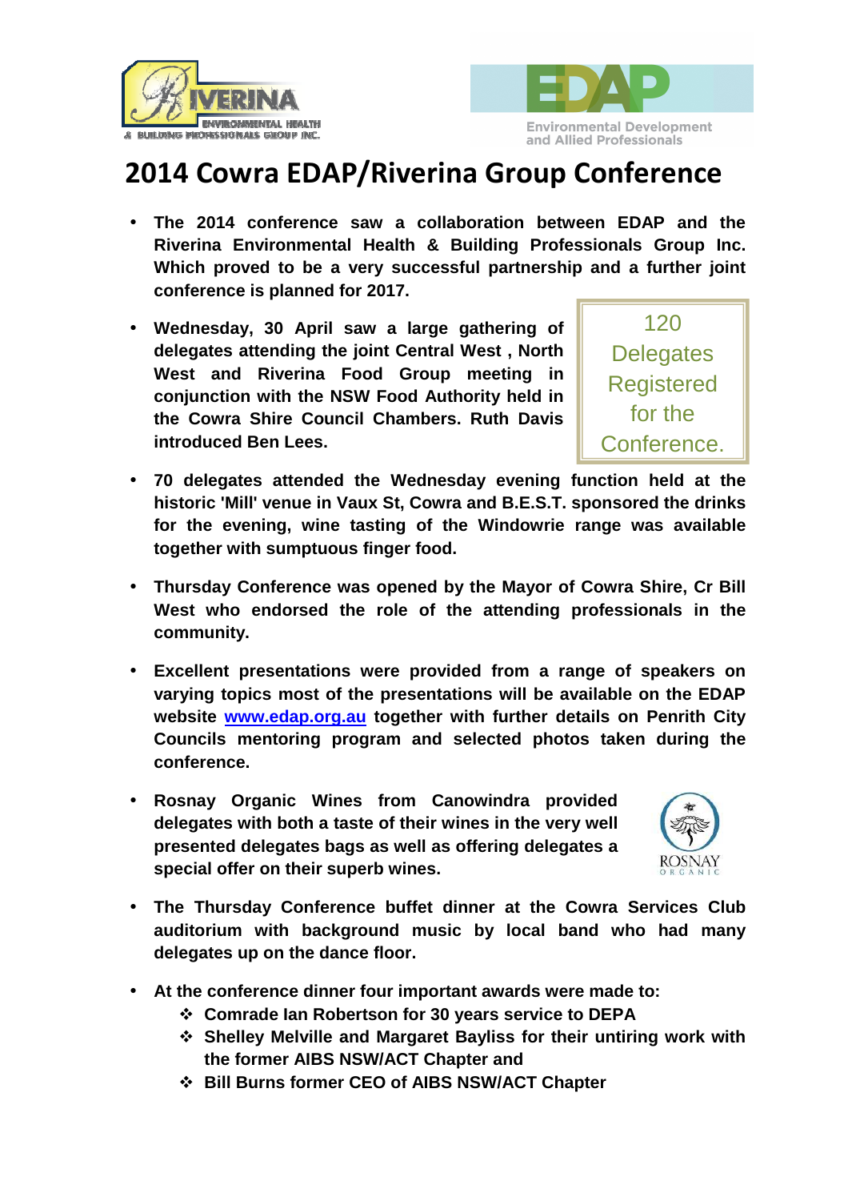# 2014 Cowra EDAP/Riverina Group Conference

- **The 2014 conference saw a collaboration between EDAP and the Riverina Environmental Health & Building Professionals Group Inc. Which proved to be a very successful partnership and a further joint conference is planned for 2017.**
- **Wednesday, 30 April saw a large gathering of delegates attending the joint Central West , North West and Riverina Food Group meeting in conjunction with the NSW Food Authority held in the Cowra Shire Council Chambers. Ruth Davis introduced Ben Lees.**

120 Delegates Registered for the Conference.

- **70 delegates attended the Wednesday evening function held at the historic 'Mill' venue in Vaux St, Cowra and B.E.S.T. sponsored the drinks for the evening, wine tasting of the Windowrie range was available together with sumptuous finger food.**
- **Thursday Conference was opened by the Mayor of Cowra Shire, Cr Bill West who endorsed the role of the attending professionals in the community.**
- **Excellent presentations were provided from a range of speakers on varying topics most of the presentations will be available on the EDAP website [www.edap.org.au](http://www.edap.org.au) together with further details on Penrith City Councils mentoring program and selected photos taken during the conference.**
- **Rosnay Organic Wines from Canowindra provided delegates with both a taste of their wines in the very well presented delegates bags as well as offering delegates a special offer on their superb wines.**
- **The Thursday Conference buffet dinner at the Cowra Services Club auditorium with background music by local band who had many delegates up on the dance floor.**
- **At the conference dinner four important awards were made to:**
  - **Comrade Ian Robertson for 30 years service to DEPA**
  - **Shelley Melville and Margaret Bayliss for their untiring work with the former AIBS NSW/ACT Chapter and**
  - **Bill Burns former CEO of AIBS NSW/ACT Chapter**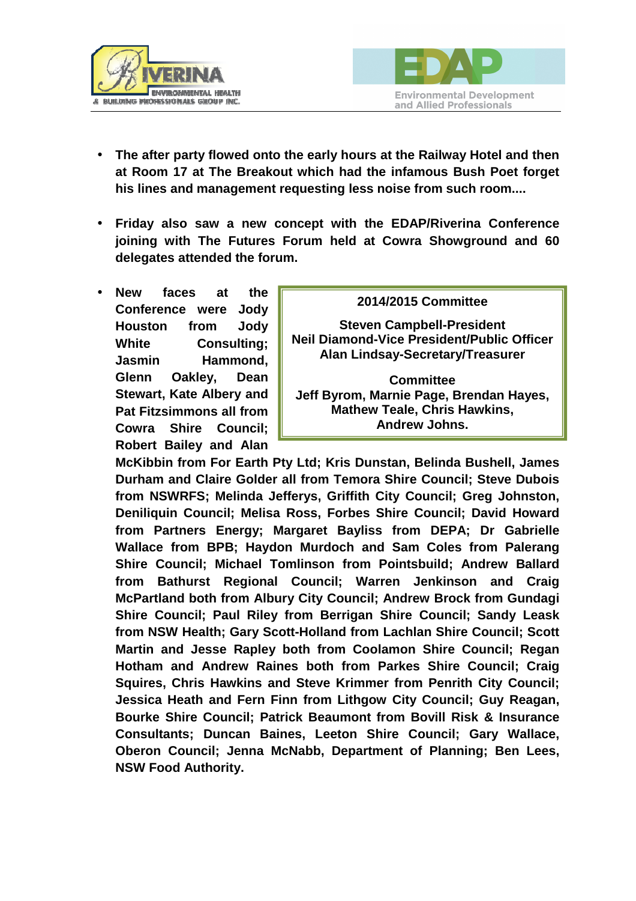- **The after party flowed onto the early hours at the Railway Hotel and then at Room 17 at The Breakout which had the infamous Bush Poet forget his lines and management requesting less noise from such room....**

- **Friday also saw a new concept with the EDAP/Riverina Conference joining with The Futures Forum held at Cowra Showground and 60 delegates attended the forum.**

- **New faces at the Conference were Jody Houston from Jody White Consulting; Jasmin Hammond, Glenn Oakley, Dean Stewart, Kate Albery and Pat Fitzsimmons all from Cowra Shire Council; Robert Bailey and Alan McKibbin from For Earth Pty Ltd; Kris Dunstan, Belinda Bushell, James Durham and Claire Golder all from Temora Shire Council; Steve Dubois from NSWRFS; Melinda Jefferys, Griffith City Council; Greg Johnston, Deniliquin Council; Melisa Ross, Forbes Shire Council; David Howard from Partners Energy; Margaret Bayliss from DEPA; Dr Gabrielle Wallace from BPB; Haydon Murdoch and Sam Coles from Palerang Shire Council; Michael Tomlinson from Pointsbuild; Andrew Ballard from Bathurst Regional Council; Warren Jenkinson and Craig McPartland both from Albury City Council; Andrew Brock from Gundagi Shire Council; Paul Riley from Berrigan Shire Council; Sandy Leask from NSW Health; Gary Scott-Holland from Lachlan Shire Council; Scott Martin and Jesse Rapley both from Coolamon Shire Council; Regan Hotham and Andrew Raines both from Parkes Shire Council; Craig Squires, Chris Hawkins and Steve Krimmer from Penrith City Council; Jessica Heath and Fern Finn from Lithgow City Council; Guy Reagan, Bourke Shire Council; Patrick Beaumont from Bovill Risk & Insurance Consultants; Duncan Baines, Leeton Shire Council; Gary Wallace, Oberon Council; Jenna McNabb, Department of Planning; Ben Lees, NSW Food Authority.**

**2014/2015 Committee**

**Steven Campbell-President**
**Neil Diamond-Vice President/Public Officer**
**Alan Lindsay-Secretary/Treasurer**

**Committee**
**Jeff Byrom, Marnie Page, Brendan Hayes, Mathew Teale, Chris Hawkins, Andrew Johns.**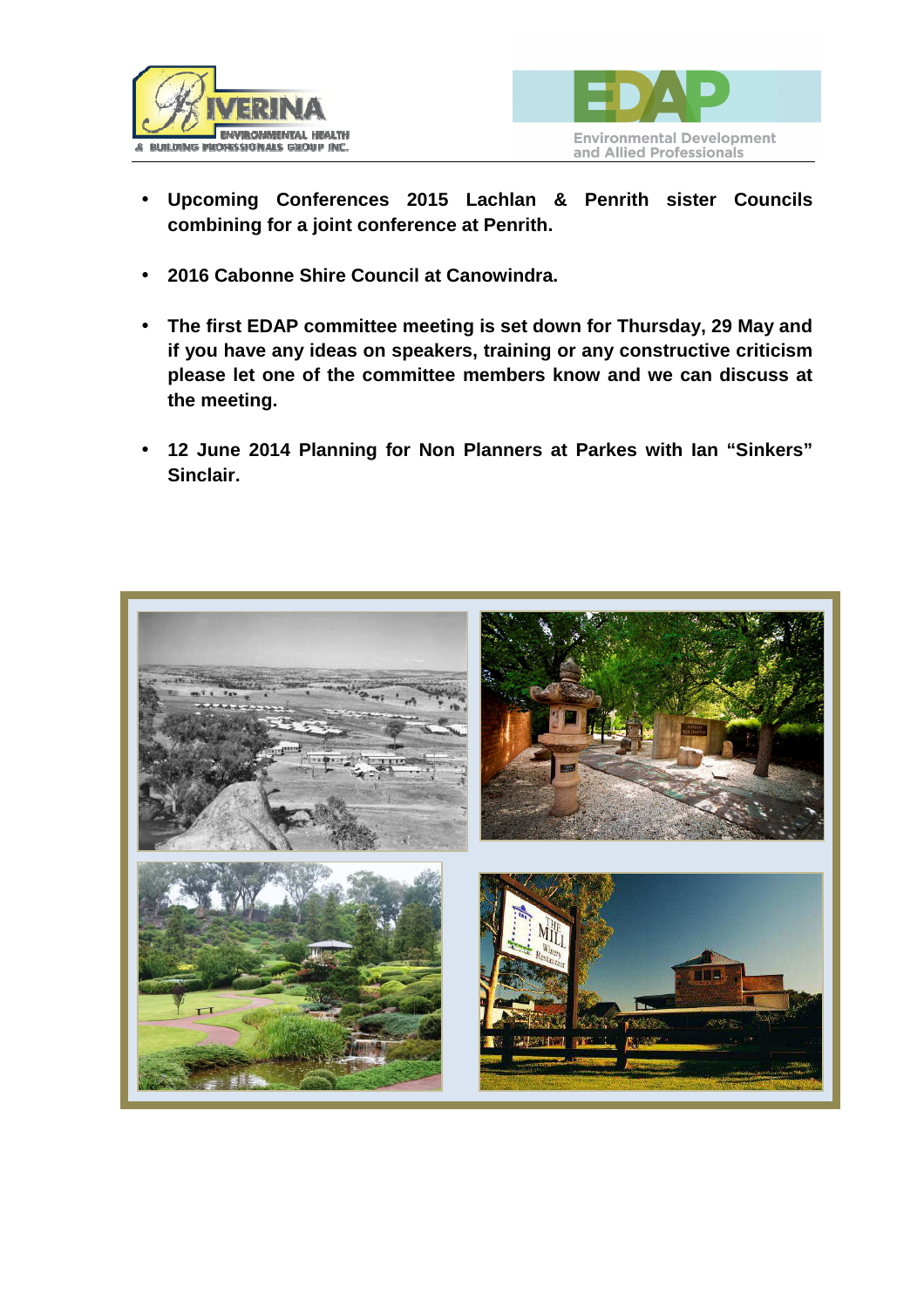- **Upcoming Conferences 2015 Lachlan & Penrith sister Councils combining for a joint conference at Penrith.**

- **2016 Cabonne Shire Council at Canowindra.**

- **The first EDAP committee meeting is set down for Thursday, 29 May and if you have any ideas on speakers, training or any constructive criticism please let one of the committee members know and we can discuss at the meeting.**

- **12 June 2014 Planning for Non Planners at Parkes with Ian "Sinkers" Sinclair.**